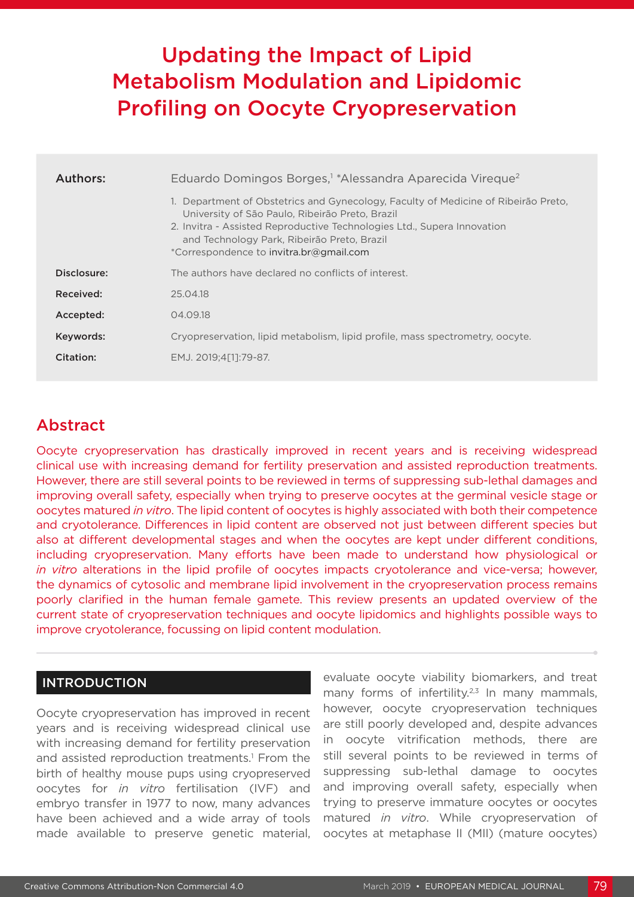# Updating the Impact of Lipid Metabolism Modulation and Lipidomic Profiling on Oocyte Cryopreservation

| | |
|---|---|
| **Authors:** | Eduardo Domingos Borges,[1] *Alessandra Aparecida Vireque[2] |
| | 1. Department of Obstetrics and Gynecology, Faculty of Medicine of Ribeirão Preto, University of São Paulo, Ribeirão Preto, Brazil<br>2. Invitra - Assisted Reproductive Technologies Ltd., Supera Innovation and Technology Park, Ribeirão Preto, Brazil<br>*Correspondence to invitra.br@gmail.com |
| **Disclosure:** | The authors have declared no conflicts of interest. |
| **Received:** | 25.04.18 |
| **Accepted:** | 04.09.18 |
| **Keywords:** | Cryopreservation, lipid metabolism, lipid profile, mass spectrometry, oocyte. |
| **Citation:** | EMJ. 2019;4[1]:79-87. |

## Abstract

Oocyte cryopreservation has drastically improved in recent years and is receiving widespread clinical use with increasing demand for fertility preservation and assisted reproduction treatments. However, there are still several points to be reviewed in terms of suppressing sub-lethal damages and improving overall safety, especially when trying to preserve oocytes at the germinal vesicle stage or oocytes matured *in vitro*. The lipid content of oocytes is highly associated with both their competence and cryotolerance. Differences in lipid content are observed not just between different species but also at different developmental stages and when the oocytes are kept under different conditions, including cryopreservation. Many efforts have been made to understand how physiological or *in vitro* alterations in the lipid profile of oocytes impacts cryotolerance and vice-versa; however, the dynamics of cytosolic and membrane lipid involvement in the cryopreservation process remains poorly clarified in the human female gamete. This review presents an updated overview of the current state of cryopreservation techniques and oocyte lipidomics and highlights possible ways to improve cryotolerance, focussing on lipid content modulation.

## INTRODUCTION

Oocyte cryopreservation has improved in recent years and is receiving widespread clinical use with increasing demand for fertility preservation and assisted reproduction treatments.[1] From the birth of healthy mouse pups using cryopreserved oocytes for *in vitro* fertilisation (IVF) and embryo transfer in 1977 to now, many advances have been achieved and a wide array of tools made available to preserve genetic material, evaluate oocyte viability biomarkers, and treat many forms of infertility.[2,3] In many mammals, however, oocyte cryopreservation techniques are still poorly developed and, despite advances in oocyte vitrification methods, there are still several points to be reviewed in terms of suppressing sub-lethal damage to oocytes and improving overall safety, especially when trying to preserve immature oocytes or oocytes matured *in vitro*. While cryopreservation of oocytes at metaphase II (MII) (mature oocytes)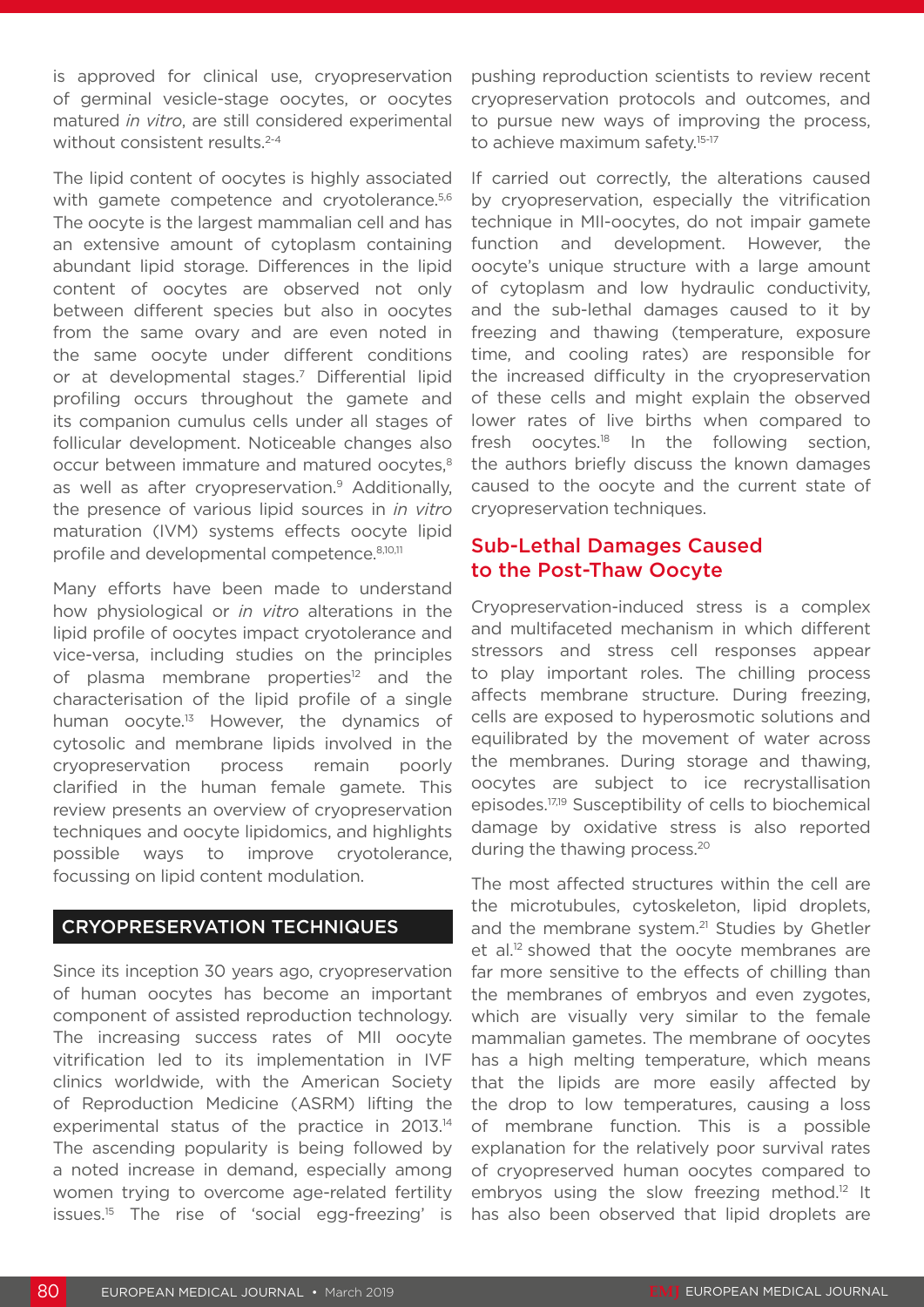is approved for clinical use, cryopreservation of germinal vesicle-stage oocytes, or oocytes matured *in vitro*, are still considered experimental without consistent results.[2-4]

The lipid content of oocytes is highly associated with gamete competence and cryotolerance.[5,6] The oocyte is the largest mammalian cell and has an extensive amount of cytoplasm containing abundant lipid storage. Differences in the lipid content of oocytes are observed not only between different species but also in oocytes from the same ovary and are even noted in the same oocyte under different conditions or at developmental stages.[7] Differential lipid profiling occurs throughout the gamete and its companion cumulus cells under all stages of follicular development. Noticeable changes also occur between immature and matured oocytes,[8] as well as after cryopreservation.[9] Additionally, the presence of various lipid sources in *in vitro* maturation (IVM) systems effects oocyte lipid profile and developmental competence.[8,10,11]

Many efforts have been made to understand how physiological or *in vitro* alterations in the lipid profile of oocytes impact cryotolerance and vice-versa, including studies on the principles of plasma membrane properties[12] and the characterisation of the lipid profile of a single human oocyte.[13] However, the dynamics of cytosolic and membrane lipids involved in the cryopreservation process remain poorly clarified in the human female gamete. This review presents an overview of cryopreservation techniques and oocyte lipidomics, and highlights possible ways to improve cryotolerance, focussing on lipid content modulation.

## CRYOPRESERVATION TECHNIQUES

Since its inception 30 years ago, cryopreservation of human oocytes has become an important component of assisted reproduction technology. The increasing success rates of MII oocyte vitrification led to its implementation in IVF clinics worldwide, with the American Society of Reproduction Medicine (ASRM) lifting the experimental status of the practice in 2013.[14] The ascending popularity is being followed by a noted increase in demand, especially among women trying to overcome age-related fertility issues.[15] The rise of 'social egg-freezing' is pushing reproduction scientists to review recent cryopreservation protocols and outcomes, and to pursue new ways of improving the process, to achieve maximum safety.[15-17]

If carried out correctly, the alterations caused by cryopreservation, especially the vitrification technique in MII-oocytes, do not impair gamete function and development. However, the oocyte's unique structure with a large amount of cytoplasm and low hydraulic conductivity, and the sub-lethal damages caused to it by freezing and thawing (temperature, exposure time, and cooling rates) are responsible for the increased difficulty in the cryopreservation of these cells and might explain the observed lower rates of live births when compared to fresh oocytes.[18] In the following section, the authors briefly discuss the known damages caused to the oocyte and the current state of cryopreservation techniques.

### Sub-Lethal Damages Caused to the Post-Thaw Oocyte

Cryopreservation-induced stress is a complex and multifaceted mechanism in which different stressors and stress cell responses appear to play important roles. The chilling process affects membrane structure. During freezing, cells are exposed to hyperosmotic solutions and equilibrated by the movement of water across the membranes. During storage and thawing, oocytes are subject to ice recrystallisation episodes.[17,19] Susceptibility of cells to biochemical damage by oxidative stress is also reported during the thawing process.[20]

The most affected structures within the cell are the microtubules, cytoskeleton, lipid droplets, and the membrane system.[21] Studies by Ghetler et al.[12] showed that the oocyte membranes are far more sensitive to the effects of chilling than the membranes of embryos and even zygotes, which are visually very similar to the female mammalian gametes. The membrane of oocytes has a high melting temperature, which means that the lipids are more easily affected by the drop to low temperatures, causing a loss of membrane function. This is a possible explanation for the relatively poor survival rates of cryopreserved human oocytes compared to embryos using the slow freezing method.[12] It has also been observed that lipid droplets are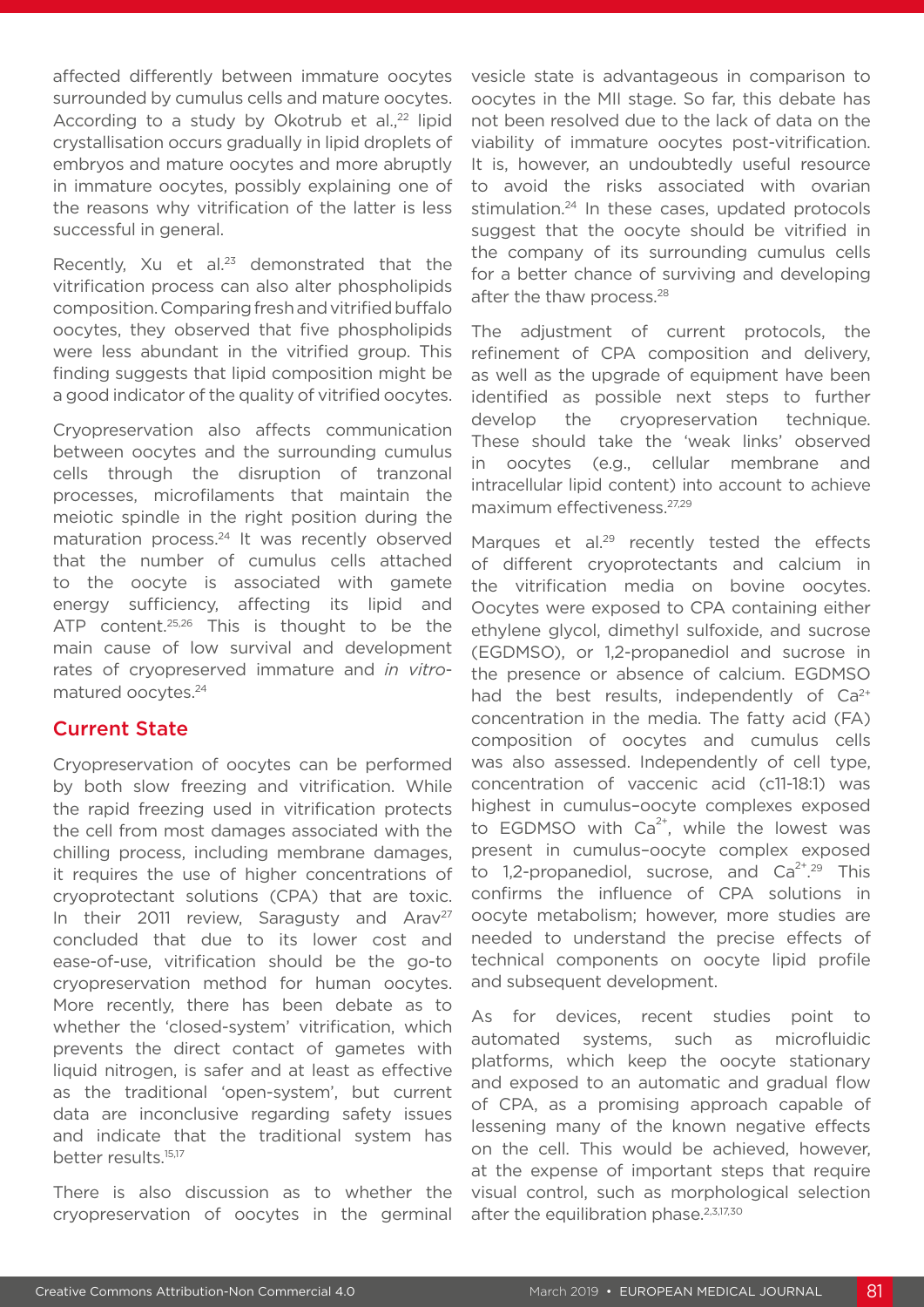affected differently between immature oocytes surrounded by cumulus cells and mature oocytes. According to a study by Okotrub et al.,[22] lipid crystallisation occurs gradually in lipid droplets of embryos and mature oocytes and more abruptly in immature oocytes, possibly explaining one of the reasons why vitrification of the latter is less successful in general.

Recently, Xu et al.[23] demonstrated that the vitrification process can also alter phospholipids composition. Comparing fresh and vitrified buffalo oocytes, they observed that five phospholipids were less abundant in the vitrified group. This finding suggests that lipid composition might be a good indicator of the quality of vitrified oocytes.

Cryopreservation also affects communication between oocytes and the surrounding cumulus cells through the disruption of tranzonal processes, microfilaments that maintain the meiotic spindle in the right position during the maturation process.[24] It was recently observed that the number of cumulus cells attached to the oocyte is associated with gamete energy sufficiency, affecting its lipid and ATP content.[25,26] This is thought to be the main cause of low survival and development rates of cryopreserved immature and *in vitro*-matured oocytes.[24]

## Current State

Cryopreservation of oocytes can be performed by both slow freezing and vitrification. While the rapid freezing used in vitrification protects the cell from most damages associated with the chilling process, including membrane damages, it requires the use of higher concentrations of cryoprotectant solutions (CPA) that are toxic. In their 2011 review, Saragusty and Arav[27] concluded that due to its lower cost and ease-of-use, vitrification should be the go-to cryopreservation method for human oocytes. More recently, there has been debate as to whether the 'closed-system' vitrification, which prevents the direct contact of gametes with liquid nitrogen, is safer and at least as effective as the traditional 'open-system', but current data are inconclusive regarding safety issues and indicate that the traditional system has better results.[15,17]

There is also discussion as to whether the cryopreservation of oocytes in the germinal vesicle state is advantageous in comparison to oocytes in the MII stage. So far, this debate has not been resolved due to the lack of data on the viability of immature oocytes post-vitrification. It is, however, an undoubtedly useful resource to avoid the risks associated with ovarian stimulation.[24] In these cases, updated protocols suggest that the oocyte should be vitrified in the company of its surrounding cumulus cells for a better chance of surviving and developing after the thaw process.[28]

The adjustment of current protocols, the refinement of CPA composition and delivery, as well as the upgrade of equipment have been identified as possible next steps to further develop the cryopreservation technique. These should take the 'weak links' observed in oocytes (e.g., cellular membrane and intracellular lipid content) into account to achieve maximum effectiveness.[27,29]

Marques et al.[29] recently tested the effects of different cryoprotectants and calcium in the vitrification media on bovine oocytes. Oocytes were exposed to CPA containing either ethylene glycol, dimethyl sulfoxide, and sucrose (EGDMSO), or 1,2-propanediol and sucrose in the presence or absence of calcium. EGDMSO had the best results, independently of $Ca^{2+}$ concentration in the media. The fatty acid (FA) composition of oocytes and cumulus cells was also assessed. Independently of cell type, concentration of vaccenic acid (c11-18:1) was highest in cumulus–oocyte complexes exposed to EGDMSO with $Ca^{2+}$, while the lowest was present in cumulus–oocyte complex exposed to 1,2-propanediol, sucrose, and $Ca^{2+}$.[29] This confirms the influence of CPA solutions in oocyte metabolism; however, more studies are needed to understand the precise effects of technical components on oocyte lipid profile and subsequent development.

As for devices, recent studies point to automated systems, such as microfluidic platforms, which keep the oocyte stationary and exposed to an automatic and gradual flow of CPA, as a promising approach capable of lessening many of the known negative effects on the cell. This would be achieved, however, at the expense of important steps that require visual control, such as morphological selection after the equilibration phase.[2,3,17,30]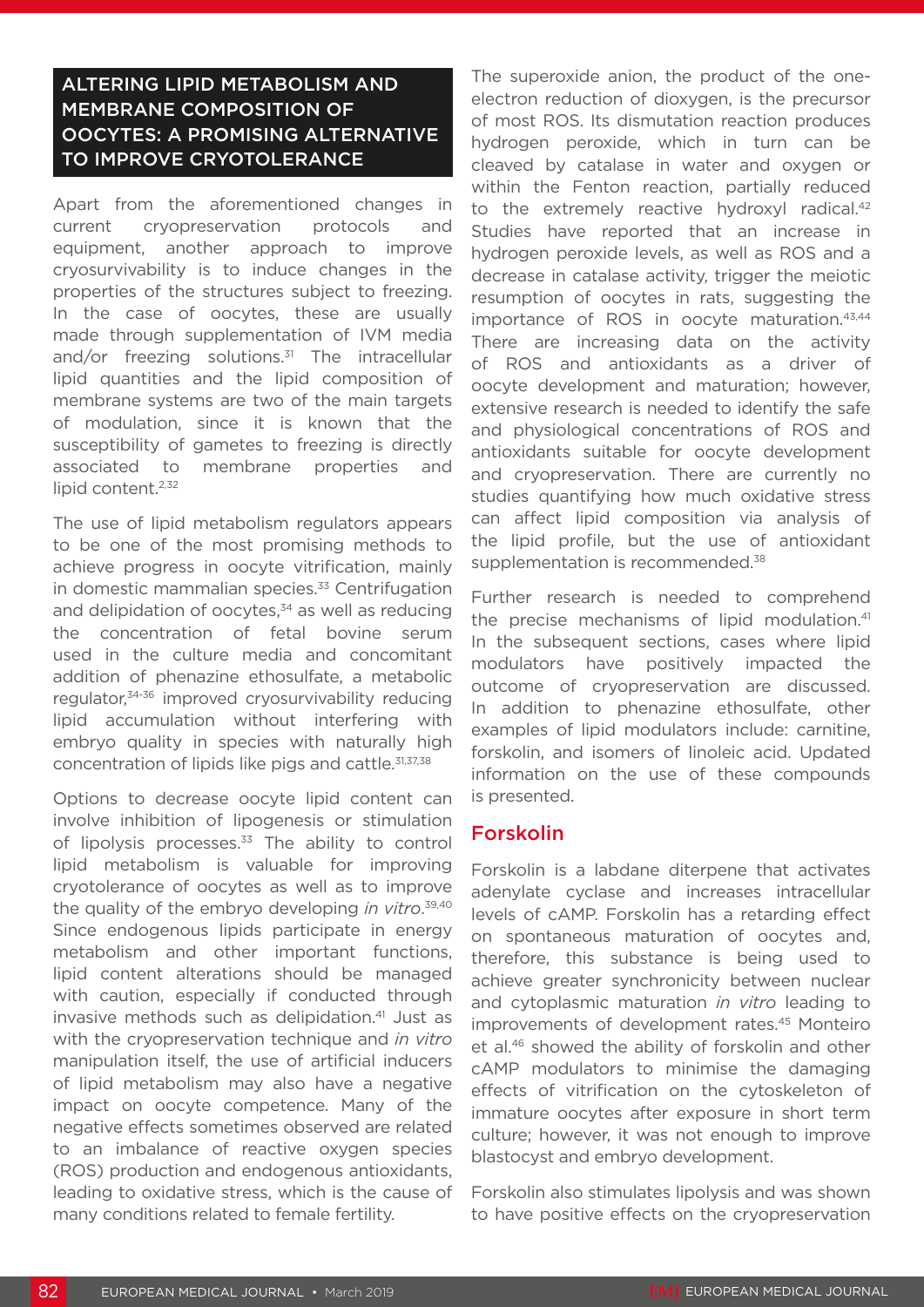## ALTERING LIPID METABOLISM AND MEMBRANE COMPOSITION OF OOCYTES: A PROMISING ALTERNATIVE TO IMPROVE CRYOTOLERANCE

Apart from the aforementioned changes in current cryopreservation protocols and equipment, another approach to improve cryosurvivability is to induce changes in the properties of the structures subject to freezing. In the case of oocytes, these are usually made through supplementation of IVM media and/or freezing solutions.[31] The intracellular lipid quantities and the lipid composition of membrane systems are two of the main targets of modulation, since it is known that the susceptibility of gametes to freezing is directly associated to membrane properties and lipid content.[2,32]

The use of lipid metabolism regulators appears to be one of the most promising methods to achieve progress in oocyte vitrification, mainly in domestic mammalian species.[33] Centrifugation and delipidation of oocytes,[34] as well as reducing the concentration of fetal bovine serum used in the culture media and concomitant addition of phenazine ethosulfate, a metabolic regulator,[34-36] improved cryosurvivability reducing lipid accumulation without interfering with embryo quality in species with naturally high concentration of lipids like pigs and cattle.[31,37,38]

Options to decrease oocyte lipid content can involve inhibition of lipogenesis or stimulation of lipolysis processes.[33] The ability to control lipid metabolism is valuable for improving cryotolerance of oocytes as well as to improve the quality of the embryo developing *in vitro*.[39,40] Since endogenous lipids participate in energy metabolism and other important functions, lipid content alterations should be managed with caution, especially if conducted through invasive methods such as delipidation.[41] Just as with the cryopreservation technique and *in vitro* manipulation itself, the use of artificial inducers of lipid metabolism may also have a negative impact on oocyte competence. Many of the negative effects sometimes observed are related to an imbalance of reactive oxygen species (ROS) production and endogenous antioxidants, leading to oxidative stress, which is the cause of many conditions related to female fertility.

The superoxide anion, the product of the one-electron reduction of dioxygen, is the precursor of most ROS. Its dismutation reaction produces hydrogen peroxide, which in turn can be cleaved by catalase in water and oxygen or within the Fenton reaction, partially reduced to the extremely reactive hydroxyl radical.[42] Studies have reported that an increase in hydrogen peroxide levels, as well as ROS and a decrease in catalase activity, trigger the meiotic resumption of oocytes in rats, suggesting the importance of ROS in oocyte maturation.[43,44] There are increasing data on the activity of ROS and antioxidants as a driver of oocyte development and maturation; however, extensive research is needed to identify the safe and physiological concentrations of ROS and antioxidants suitable for oocyte development and cryopreservation. There are currently no studies quantifying how much oxidative stress can affect lipid composition via analysis of the lipid profile, but the use of antioxidant supplementation is recommended.[38]

Further research is needed to comprehend the precise mechanisms of lipid modulation.[41] In the subsequent sections, cases where lipid modulators have positively impacted the outcome of cryopreservation are discussed. In addition to phenazine ethosulfate, other examples of lipid modulators include: carnitine, forskolin, and isomers of linoleic acid. Updated information on the use of these compounds is presented.

### Forskolin

Forskolin is a labdane diterpene that activates adenylate cyclase and increases intracellular levels of cAMP. Forskolin has a retarding effect on spontaneous maturation of oocytes and, therefore, this substance is being used to achieve greater synchronicity between nuclear and cytoplasmic maturation *in vitro* leading to improvements of development rates.[45] Monteiro et al.[46] showed the ability of forskolin and other cAMP modulators to minimise the damaging effects of vitrification on the cytoskeleton of immature oocytes after exposure in short term culture; however, it was not enough to improve blastocyst and embryo development.

Forskolin also stimulates lipolysis and was shown to have positive effects on the cryopreservation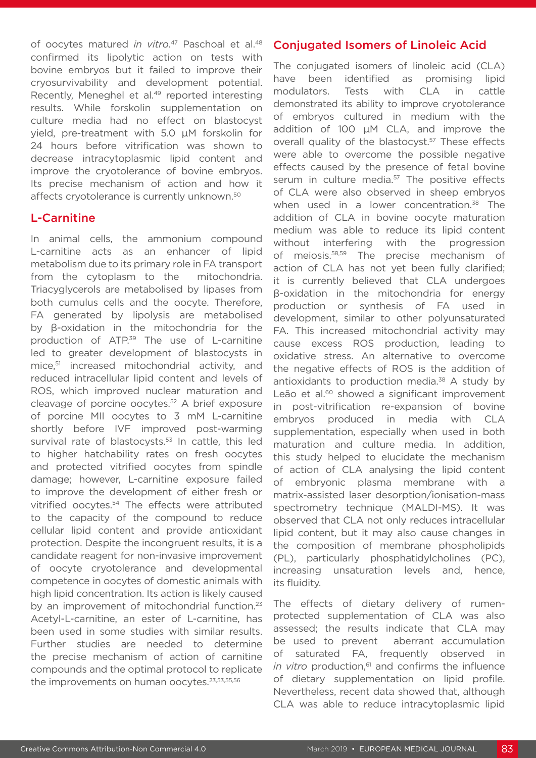of oocytes matured *in vitro*.[47] Paschoal et al.[48] confirmed its lipolytic action on tests with bovine embryos but it failed to improve their cryosurvivability and development potential. Recently, Meneghel et al.[49] reported interesting results. While forskolin supplementation on culture media had no effect on blastocyst yield, pre-treatment with 5.0 µM forskolin for 24 hours before vitrification was shown to decrease intracytoplasmic lipid content and improve the cryotolerance of bovine embryos. Its precise mechanism of action and how it affects cryotolerance is currently unknown.[50]

## L-Carnitine

In animal cells, the ammonium compound L-carnitine acts as an enhancer of lipid metabolism due to its primary role in FA transport from the cytoplasm to the mitochondria. Triacyglycerols are metabolised by lipases from both cumulus cells and the oocyte. Therefore, FA generated by lipolysis are metabolised by β-oxidation in the mitochondria for the production of ATP.[39] The use of L-carnitine led to greater development of blastocysts in mice,[51] increased mitochondrial activity, and reduced intracellular lipid content and levels of ROS, which improved nuclear maturation and cleavage of porcine oocytes.[52] A brief exposure of porcine MII oocytes to 3 mM L-carnitine shortly before IVF improved post-warming survival rate of blastocysts.[53] In cattle, this led to higher hatchability rates on fresh oocytes and protected vitrified oocytes from spindle damage; however, L-carnitine exposure failed to improve the development of either fresh or vitrified oocytes.[54] The effects were attributed to the capacity of the compound to reduce cellular lipid content and provide antioxidant protection. Despite the incongruent results, it is a candidate reagent for non-invasive improvement of oocyte cryotolerance and developmental competence in oocytes of domestic animals with high lipid concentration. Its action is likely caused by an improvement of mitochondrial function.[23] Acetyl-L-carnitine, an ester of L-carnitine, has been used in some studies with similar results. Further studies are needed to determine the precise mechanism of action of carnitine compounds and the optimal protocol to replicate the improvements on human oocytes.[23,53,55,56]

## Conjugated Isomers of Linoleic Acid

The conjugated isomers of linoleic acid (CLA) have been identified as promising lipid modulators. Tests with CLA in cattle demonstrated its ability to improve cryotolerance of embryos cultured in medium with the addition of 100 µM CLA, and improve the overall quality of the blastocyst.[57] These effects were able to overcome the possible negative effects caused by the presence of fetal bovine serum in culture media.[57] The positive effects of CLA were also observed in sheep embryos when used in a lower concentration.[38] The addition of CLA in bovine oocyte maturation medium was able to reduce its lipid content without interfering with the progression of meiosis.[58,59] The precise mechanism of action of CLA has not yet been fully clarified; it is currently believed that CLA undergoes β-oxidation in the mitochondria for energy production or synthesis of FA used in development, similar to other polyunsaturated FA. This increased mitochondrial activity may cause excess ROS production, leading to oxidative stress. An alternative to overcome the negative effects of ROS is the addition of antioxidants to production media.[38] A study by Leão et al.[60] showed a significant improvement in post-vitrification re-expansion of bovine embryos produced in media with CLA supplementation, especially when used in both maturation and culture media. In addition, this study helped to elucidate the mechanism of action of CLA analysing the lipid content of embryonic plasma membrane with a matrix-assisted laser desorption/ionisation-mass spectrometry technique (MALDI-MS). It was observed that CLA not only reduces intracellular lipid content, but it may also cause changes in the composition of membrane phospholipids (PL), particularly phosphatidylcholines (PC), increasing unsaturation levels and, hence, its fluidity.

The effects of dietary delivery of rumen-protected supplementation of CLA was also assessed; the results indicate that CLA may be used to prevent aberrant accumulation of saturated FA, frequently observed in *in vitro* production,[61] and confirms the influence of dietary supplementation on lipid profile. Nevertheless, recent data showed that, although CLA was able to reduce intracytoplasmic lipid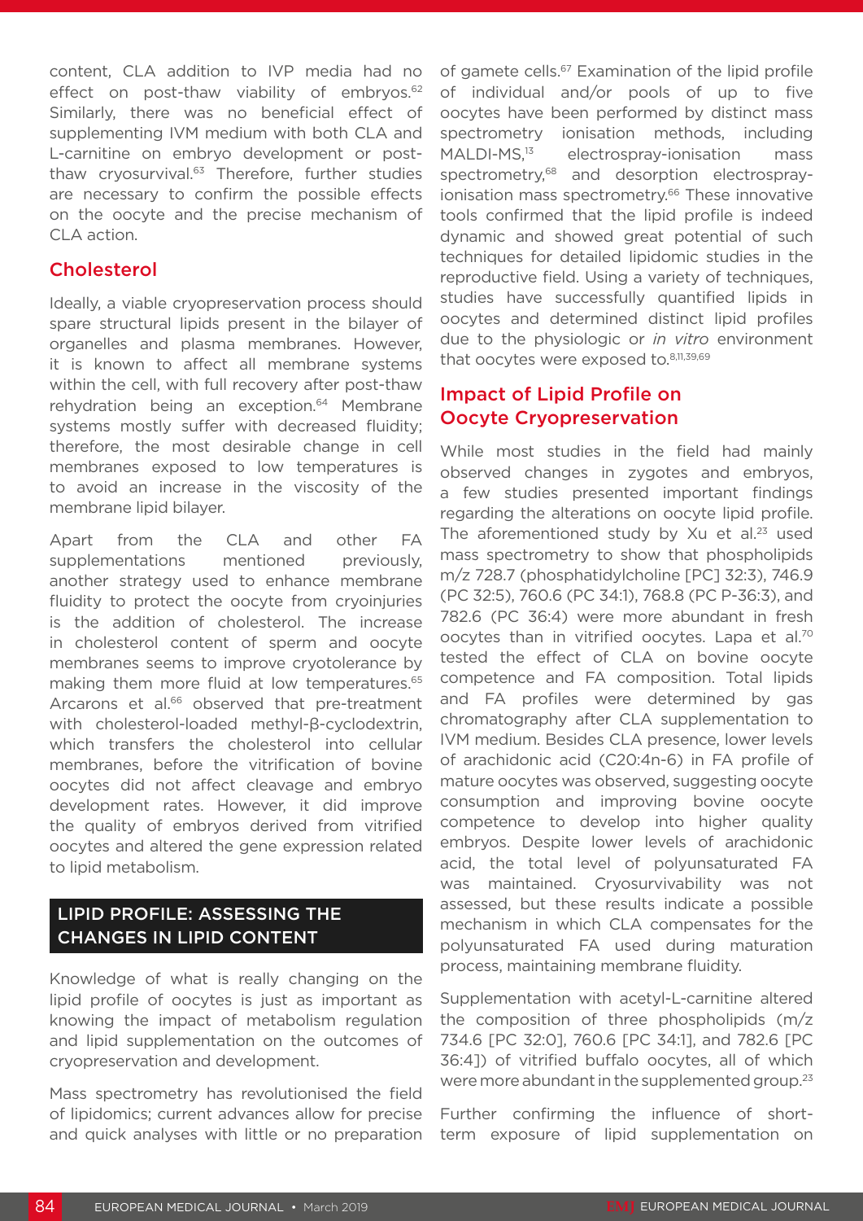content, CLA addition to IVP media had no effect on post-thaw viability of embryos.[62] Similarly, there was no beneficial effect of supplementing IVM medium with both CLA and L-carnitine on embryo development or post-thaw cryosurvival.[63] Therefore, further studies are necessary to confirm the possible effects on the oocyte and the precise mechanism of CLA action.

## Cholesterol

Ideally, a viable cryopreservation process should spare structural lipids present in the bilayer of organelles and plasma membranes. However, it is known to affect all membrane systems within the cell, with full recovery after post-thaw rehydration being an exception.[64] Membrane systems mostly suffer with decreased fluidity; therefore, the most desirable change in cell membranes exposed to low temperatures is to avoid an increase in the viscosity of the membrane lipid bilayer.

Apart from the CLA and other FA supplementations mentioned previously, another strategy used to enhance membrane fluidity to protect the oocyte from cryoinjuries is the addition of cholesterol. The increase in cholesterol content of sperm and oocyte membranes seems to improve cryotolerance by making them more fluid at low temperatures.[65] Arcarons et al.[66] observed that pre-treatment with cholesterol-loaded methyl-β-cyclodextrin, which transfers the cholesterol into cellular membranes, before the vitrification of bovine oocytes did not affect cleavage and embryo development rates. However, it did improve the quality of embryos derived from vitrified oocytes and altered the gene expression related to lipid metabolism.

## LIPID PROFILE: ASSESSING THE CHANGES IN LIPID CONTENT

Knowledge of what is really changing on the lipid profile of oocytes is just as important as knowing the impact of metabolism regulation and lipid supplementation on the outcomes of cryopreservation and development.

Mass spectrometry has revolutionised the field of lipidomics; current advances allow for precise and quick analyses with little or no preparation of gamete cells.[67] Examination of the lipid profile of individual and/or pools of up to five oocytes have been performed by distinct mass spectrometry ionisation methods, including MALDI-MS,[13] electrospray-ionisation mass spectrometry,[68] and desorption electrospray-ionisation mass spectrometry.[66] These innovative tools confirmed that the lipid profile is indeed dynamic and showed great potential of such techniques for detailed lipidomic studies in the reproductive field. Using a variety of techniques, studies have successfully quantified lipids in oocytes and determined distinct lipid profiles due to the physiologic or *in vitro* environment that oocytes were exposed to.[8,11,39,69]

## Impact of Lipid Profile on Oocyte Cryopreservation

While most studies in the field had mainly observed changes in zygotes and embryos, a few studies presented important findings regarding the alterations on oocyte lipid profile. The aforementioned study by Xu et al.[23] used mass spectrometry to show that phospholipids m/z 728.7 (phosphatidylcholine [PC] 32:3), 746.9 (PC 32:5), 760.6 (PC 34:1), 768.8 (PC P-36:3), and 782.6 (PC 36:4) were more abundant in fresh oocytes than in vitrified oocytes. Lapa et al.[70] tested the effect of CLA on bovine oocyte competence and FA composition. Total lipids and FA profiles were determined by gas chromatography after CLA supplementation to IVM medium. Besides CLA presence, lower levels of arachidonic acid (C20:4n-6) in FA profile of mature oocytes was observed, suggesting oocyte consumption and improving bovine oocyte competence to develop into higher quality embryos. Despite lower levels of arachidonic acid, the total level of polyunsaturated FA was maintained. Cryosurvivability was not assessed, but these results indicate a possible mechanism in which CLA compensates for the polyunsaturated FA used during maturation process, maintaining membrane fluidity.

Supplementation with acetyl-L-carnitine altered the composition of three phospholipids (m/z 734.6 [PC 32:0], 760.6 [PC 34:1], and 782.6 [PC 36:4]) of vitrified buffalo oocytes, all of which were more abundant in the supplemented group.[23]

Further confirming the influence of short-term exposure of lipid supplementation on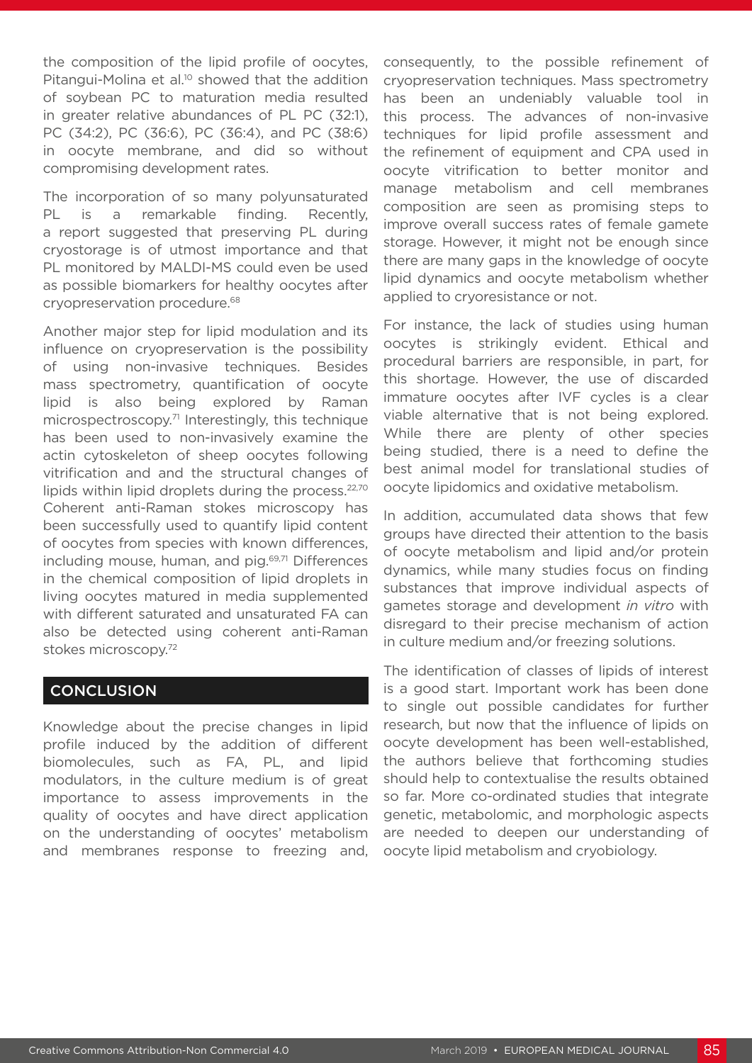the composition of the lipid profile of oocytes, Pitangui-Molina et al.[10] showed that the addition of soybean PC to maturation media resulted in greater relative abundances of PL PC (32:1), PC (34:2), PC (36:6), PC (36:4), and PC (38:6) in oocyte membrane, and did so without compromising development rates.

The incorporation of so many polyunsaturated PL is a remarkable finding. Recently, a report suggested that preserving PL during cryostorage is of utmost importance and that PL monitored by MALDI-MS could even be used as possible biomarkers for healthy oocytes after cryopreservation procedure.[68]

Another major step for lipid modulation and its influence on cryopreservation is the possibility of using non-invasive techniques. Besides mass spectrometry, quantification of oocyte lipid is also being explored by Raman microspectroscopy.[71] Interestingly, this technique has been used to non-invasively examine the actin cytoskeleton of sheep oocytes following vitrification and and the structural changes of lipids within lipid droplets during the process.[22,70] Coherent anti-Raman stokes microscopy has been successfully used to quantify lipid content of oocytes from species with known differences, including mouse, human, and pig.[69,71] Differences in the chemical composition of lipid droplets in living oocytes matured in media supplemented with different saturated and unsaturated FA can also be detected using coherent anti-Raman stokes microscopy.[72]

## CONCLUSION

Knowledge about the precise changes in lipid profile induced by the addition of different biomolecules, such as FA, PL, and lipid modulators, in the culture medium is of great importance to assess improvements in the quality of oocytes and have direct application on the understanding of oocytes' metabolism and membranes response to freezing and, consequently, to the possible refinement of cryopreservation techniques. Mass spectrometry has been an undeniably valuable tool in this process. The advances of non-invasive techniques for lipid profile assessment and the refinement of equipment and CPA used in oocyte vitrification to better monitor and manage metabolism and cell membranes composition are seen as promising steps to improve overall success rates of female gamete storage. However, it might not be enough since there are many gaps in the knowledge of oocyte lipid dynamics and oocyte metabolism whether applied to cryoresistance or not.

For instance, the lack of studies using human oocytes is strikingly evident. Ethical and procedural barriers are responsible, in part, for this shortage. However, the use of discarded immature oocytes after IVF cycles is a clear viable alternative that is not being explored. While there are plenty of other species being studied, there is a need to define the best animal model for translational studies of oocyte lipidomics and oxidative metabolism.

In addition, accumulated data shows that few groups have directed their attention to the basis of oocyte metabolism and lipid and/or protein dynamics, while many studies focus on finding substances that improve individual aspects of gametes storage and development *in vitro* with disregard to their precise mechanism of action in culture medium and/or freezing solutions.

The identification of classes of lipids of interest is a good start. Important work has been done to single out possible candidates for further research, but now that the influence of lipids on oocyte development has been well-established, the authors believe that forthcoming studies should help to contextualise the results obtained so far. More co-ordinated studies that integrate genetic, metabolomic, and morphologic aspects are needed to deepen our understanding of oocyte lipid metabolism and cryobiology.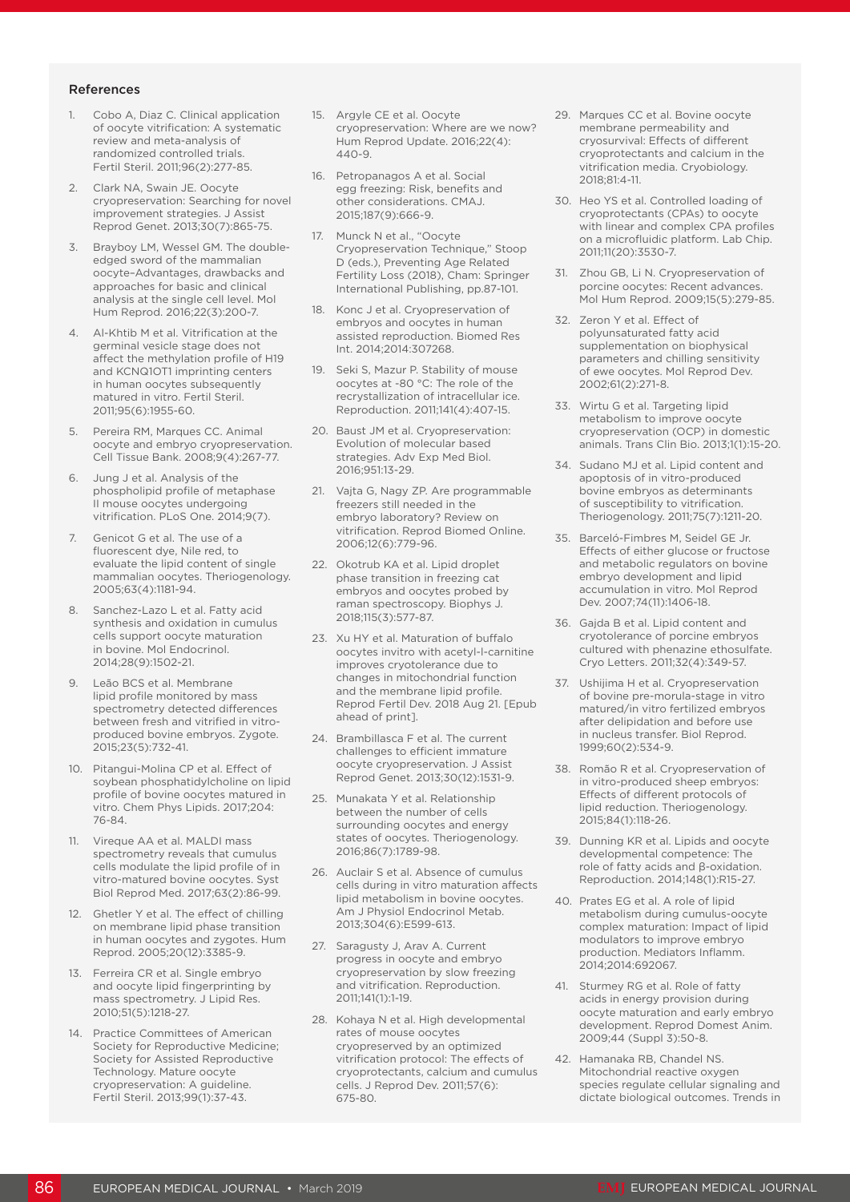## References

1. Cobo A, Diaz C. Clinical application of oocyte vitrification: A systematic review and meta-analysis of randomized controlled trials. Fertil Steril. 2011;96(2):277-85.
2. Clark NA, Swain JE. Oocyte cryopreservation: Searching for novel improvement strategies. J Assist Reprod Genet. 2013;30(7):865-75.
3. Brayboy LM, Wessel GM. The double-edged sword of the mammalian oocyte–Advantages, drawbacks and approaches for basic and clinical analysis at the single cell level. Mol Hum Reprod. 2016;22(3):200-7.
4. Al-Khtib M et al. Vitrification at the germinal vesicle stage does not affect the methylation profile of H19 and KCNQ1OT1 imprinting centers in human oocytes subsequently matured in vitro. Fertil Steril. 2011;95(6):1955-60.
5. Pereira RM, Marques CC. Animal oocyte and embryo cryopreservation. Cell Tissue Bank. 2008;9(4):267-77.
6. Jung J et al. Analysis of the phospholipid profile of metaphase II mouse oocytes undergoing vitrification. PLoS One. 2014;9(7).
7. Genicot G et al. The use of a fluorescent dye, Nile red, to evaluate the lipid content of single mammalian oocytes. Theriogenology. 2005;63(4):1181-94.
8. Sanchez-Lazo L et al. Fatty acid synthesis and oxidation in cumulus cells support oocyte maturation in bovine. Mol Endocrinol. 2014;28(9):1502-21.
9. Leão BCS et al. Membrane lipid profile monitored by mass spectrometry detected differences between fresh and vitrified in vitro-produced bovine embryos. Zygote. 2015;23(5):732-41.
10. Pitangui-Molina CP et al. Effect of soybean phosphatidylcholine on lipid profile of bovine oocytes matured in vitro. Chem Phys Lipids. 2017;204: 76-84.
11. Vireque AA et al. MALDI mass spectrometry reveals that cumulus cells modulate the lipid profile of in vitro-matured bovine oocytes. Syst Biol Reprod Med. 2017;63(2):86-99.
12. Ghetler Y et al. The effect of chilling on membrane lipid phase transition in human oocytes and zygotes. Hum Reprod. 2005;20(12):3385-9.
13. Ferreira CR et al. Single embryo and oocyte lipid fingerprinting by mass spectrometry. J Lipid Res. 2010;51(5):1218-27.
14. Practice Committees of American Society for Reproductive Medicine; Society for Assisted Reproductive Technology. Mature oocyte cryopreservation: A guideline. Fertil Steril. 2013;99(1):37-43.
15. Argyle CE et al. Oocyte cryopreservation: Where are we now? Hum Reprod Update. 2016;22(4): 440-9.
16. Petropanagos A et al. Social egg freezing: Risk, benefits and other considerations. CMAJ. 2015;187(9):666-9.
17. Munck N et al., "Oocyte Cryopreservation Technique," Stoop D (eds.), Preventing Age Related Fertility Loss (2018), Cham: Springer International Publishing, pp.87-101.
18. Konc J et al. Cryopreservation of embryos and oocytes in human assisted reproduction. Biomed Res Int. 2014;2014:307268.
19. Seki S, Mazur P. Stability of mouse oocytes at -80 °C: The role of the recrystallization of intracellular ice. Reproduction. 2011;141(4):407-15.
20. Baust JM et al. Cryopreservation: Evolution of molecular based strategies. Adv Exp Med Biol. 2016;951:13-29.
21. Vajta G, Nagy ZP. Are programmable freezers still needed in the embryo laboratory? Review on vitrification. Reprod Biomed Online. 2006;12(6):779-96.
22. Okotrub KA et al. Lipid droplet phase transition in freezing cat embryos and oocytes probed by raman spectroscopy. Biophys J. 2018;115(3):577-87.
23. Xu HY et al. Maturation of buffalo oocytes invitro with acetyl-l-carnitine improves cryotolerance due to changes in mitochondrial function and the membrane lipid profile. Reprod Fertil Dev. 2018 Aug 21. [Epub ahead of print].
24. Brambillasca F et al. The current challenges to efficient immature oocyte cryopreservation. J Assist Reprod Genet. 2013;30(12):1531-9.
25. Munakata Y et al. Relationship between the number of cells surrounding oocytes and energy states of oocytes. Theriogenology. 2016;86(7):1789-98.
26. Auclair S et al. Absence of cumulus cells during in vitro maturation affects lipid metabolism in bovine oocytes. Am J Physiol Endocrinol Metab. 2013;304(6):E599-613.
27. Saragusty J, Arav A. Current progress in oocyte and embryo cryopreservation by slow freezing and vitrification. Reproduction. 2011;141(1):1-19.
28. Kohaya N et al. High developmental rates of mouse oocytes cryopreserved by an optimized vitrification protocol: The effects of cryoprotectants, calcium and cumulus cells. J Reprod Dev. 2011;57(6): 675-80.
29. Marques CC et al. Bovine oocyte membrane permeability and cryosurvival: Effects of different cryoprotectants and calcium in the vitrification media. Cryobiology. 2018;81:4-11.
30. Heo YS et al. Controlled loading of cryoprotectants (CPAs) to oocyte with linear and complex CPA profiles on a microfluidic platform. Lab Chip. 2011;11(20):3530-7.
31. Zhou GB, Li N. Cryopreservation of porcine oocytes: Recent advances. Mol Hum Reprod. 2009;15(5):279-85.
32. Zeron Y et al. Effect of polyunsaturated fatty acid supplementation on biophysical parameters and chilling sensitivity of ewe oocytes. Mol Reprod Dev. 2002;61(2):271-8.
33. Wirtu G et al. Targeting lipid metabolism to improve oocyte cryopreservation (OCP) in domestic animals. Trans Clin Bio. 2013;1(1):15-20.
34. Sudano MJ et al. Lipid content and apoptosis of in vitro-produced bovine embryos as determinants of susceptibility to vitrification. Theriogenology. 2011;75(7):1211-20.
35. Barceló-Fimbres M, Seidel GE Jr. Effects of either glucose or fructose and metabolic regulators on bovine embryo development and lipid accumulation in vitro. Mol Reprod Dev. 2007;74(11):1406-18.
36. Gajda B et al. Lipid content and cryotolerance of porcine embryos cultured with phenazine ethosulfate. Cryo Letters. 2011;32(4):349-57.
37. Ushijima H et al. Cryopreservation of bovine pre-morula-stage in vitro matured/in vitro fertilized embryos after delipidation and before use in nucleus transfer. Biol Reprod. 1999;60(2):534-9.
38. Romão R et al. Cryopreservation of in vitro-produced sheep embryos: Effects of different protocols of lipid reduction. Theriogenology. 2015;84(1):118-26.
39. Dunning KR et al. Lipids and oocyte developmental competence: The role of fatty acids and β-oxidation. Reproduction. 2014;148(1):R15-27.
40. Prates EG et al. A role of lipid metabolism during cumulus-oocyte complex maturation: Impact of lipid modulators to improve embryo production. Mediators Inflamm. 2014;2014:692067.
41. Sturmey RG et al. Role of fatty acids in energy provision during oocyte maturation and early embryo development. Reprod Domest Anim. 2009;44 (Suppl 3):50-8.
42. Hamanaka RB, Chandel NS. Mitochondrial reactive oxygen species regulate cellular signaling and dictate biological outcomes. Trends in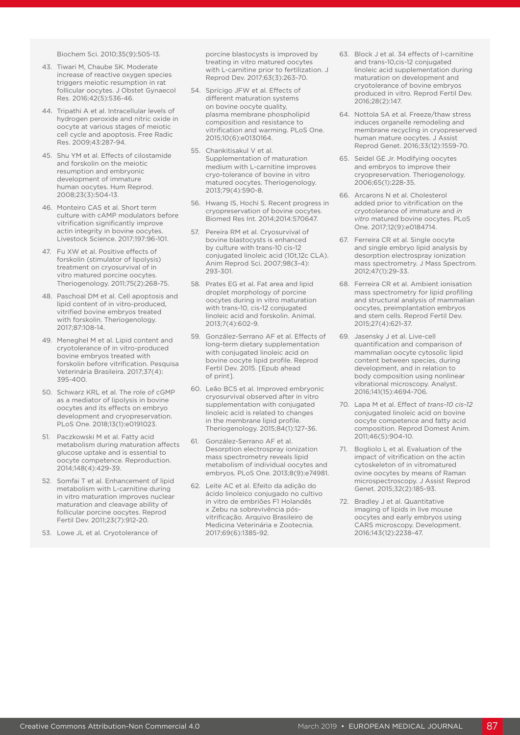Biochem Sci. 2010;35(9):505-13.

43. Tiwari M, Chaube SK. Moderate increase of reactive oxygen species triggers meiotic resumption in rat follicular oocytes. J Obstet Gynaecol Res. 2016;42(5):536-46.
44. Tripathi A et al. Intracellular levels of hydrogen peroxide and nitric oxide in oocyte at various stages of meiotic cell cycle and apoptosis. Free Radic Res. 2009;43:287-94.
45. Shu YM et al. Effects of cilostamide and forskolin on the meiotic resumption and embryonic development of immature human oocytes. Hum Reprod. 2008;23(3):504-13.
46. Monteiro CAS et al. Short term culture with cAMP modulators before vitrification significantly improve actin integrity in bovine oocytes. Livestock Science. 2017;197:96-101.
47. Fu XW et al. Positive effects of forskolin (stimulator of lipolysis) treatment on cryosurvival of in vitro matured porcine oocytes. Theriogenology. 2011;75(2):268-75.
48. Paschoal DM et al. Cell apoptosis and lipid content of in vitro-produced, vitrified bovine embryos treated with forskolin. Theriogenology. 2017;87:108-14.
49. Meneghel M et al. Lipid content and cryotolerance of in vitro-produced bovine embryos treated with forskolin before vitrification. Pesquisa Veterinária Brasileira. 2017;37(4):395-400.
50. Schwarz KRL et al. The role of cGMP as a mediator of lipolysis in bovine oocytes and its effects on embryo development and cryopreservation. PLoS One. 2018;13(1):e0191023.
51. Paczkowski M et al. Fatty acid metabolism during maturation affects glucose uptake and is essential to oocyte competence. Reproduction. 2014;148(4):429-39.
52. Somfai T et al. Enhancement of lipid metabolism with L-carnitine during in vitro maturation improves nuclear maturation and cleavage ability of follicular porcine oocytes. Reprod Fertil Dev. 2011;23(7):912-20.
53. Lowe JL et al. Cryotolerance of porcine blastocysts is improved by treating in vitro matured oocytes with L-carnitine prior to fertilization. J Reprod Dev. 2017;63(3):263-70.
54. Sprícigo JFW et al. Effects of different maturation systems on bovine oocyte quality, plasma membrane phospholipid composition and resistance to vitrification and warming. PLoS One. 2015;10(6):e0130164.
55. Chankitisakul V et al. Supplementation of maturation medium with L-carnitine improves cryo-tolerance of bovine in vitro matured oocytes. Theriogenology. 2013;79(4):590-8.
56. Hwang IS, Hochi S. Recent progress in cryopreservation of bovine oocytes. Biomed Res Int. 2014;2014:570647.
57. Pereira RM et al. Cryosurvival of bovine blastocysts is enhanced by culture with trans-10 cis-12 conjugated linoleic acid (10t,12c CLA). Anim Reprod Sci. 2007;98(3-4):293-301.
58. Prates EG et al. Fat area and lipid droplet morphology of porcine oocytes during in vitro maturation with trans-10, cis-12 conjugated linoleic acid and forskolin. Animal. 2013;7(4):602-9.
59. González-Serrano AF et al. Effects of long-term dietary supplementation with conjugated linoleic acid on bovine oocyte lipid profile. Reprod Fertil Dev. 2015. [Epub ahead of print].
60. Leão BCS et al. Improved embryonic cryosurvival observed after in vitro supplementation with conjugated linoleic acid is related to changes in the membrane lipid profile. Theriogenology. 2015;84(1):127-36.
61. González-Serrano AF et al. Desorption electrospray ionization mass spectrometry reveals lipid metabolism of individual oocytes and embryos. PLoS One. 2013;8(9):e74981.
62. Leite AC et al. Efeito da adição do ácido linoleico conjugado no cultivo in vitro de embriões F1 Holandês x Zebu na sobrevivência pós-vitrificação. Arquivo Brasileiro de Medicina Veterinária e Zootecnia. 2017;69(6):1385-92.
63. Block J et al. 34 effects of l-carnitine and trans-10,cis-12 conjugated linoleic acid supplementation during maturation on development and cryotolerance of bovine embryos produced in vitro. Reprod Fertil Dev. 2016;28(2):147.
64. Nottola SA et al. Freeze/thaw stress induces organelle remodeling and membrane recycling in cryopreserved human mature oocytes. J Assist Reprod Genet. 2016;33(12):1559-70.
65. Seidel GE Jr. Modifying oocytes and embryos to improve their cryopreservation. Theriogenology. 2006;65(1):228-35.
66. Arcarons N et al. Cholesterol added prior to vitrification on the cryotolerance of immature and *in vitro* matured bovine oocytes. PLoS One. 2017;12(9):e0184714.
67. Ferreira CR et al. Single oocyte and single embryo lipid analysis by desorption electrospray ionization mass spectrometry. J Mass Spectrom. 2012;47(1):29-33.
68. Ferreira CR et al. Ambient ionisation mass spectrometry for lipid profiling and structural analysis of mammalian oocytes, preimplantation embryos and stem cells. Reprod Fertil Dev. 2015;27(4):621-37.
69. Jasensky J et al. Live-cell quantification and comparison of mammalian oocyte cytosolic lipid content between species, during development, and in relation to body composition using nonlinear vibrational microscopy. Analyst. 2016;141(15):4694-706.
70. Lapa M et al. Effect of *trans-10 cis-12* conjugated linoleic acid on bovine oocyte competence and fatty acid composition. Reprod Domest Anim. 2011;46(5):904-10.
71. Bogliolo L et al. Evaluation of the impact of vitrification on the actin cytoskeleton of in vitromatured ovine oocytes by means of Raman microspectroscopy. J Assist Reprod Genet. 2015;32(2):185-93.
72. Bradley J et al. Quantitative imaging of lipids in live mouse oocytes and early embryos using CARS microscopy. Development. 2016;143(12):2238-47.